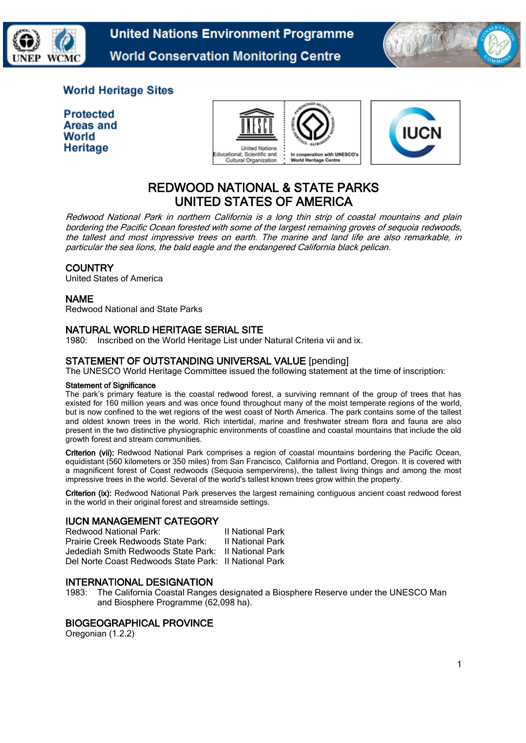World Heritage Sites

Protected Areas and World Heritage

# REDWOOD NATIONAL & STATE PARKS
# UNITED STATES OF AMERICA

*Redwood National Park in northern California is a long thin strip of coastal mountains and plain bordering the Pacific Ocean forested with some of the largest remaining groves of sequoia redwoods, the tallest and most impressive trees on earth. The marine and land life are also remarkable, in particular the sea lions, the bald eagle and the endangered California black pelican.*

## COUNTRY
United States of America

## NAME
Redwood National and State Parks

## NATURAL WORLD HERITAGE SERIAL SITE
1980: Inscribed on the World Heritage List under Natural Criteria vii and ix.

## STATEMENT OF OUTSTANDING UNIVERSAL VALUE [pending]
The UNESCO World Heritage Committee issued the following statement at the time of inscription:

**Statement of Significance**
The park's primary feature is the coastal redwood forest, a surviving remnant of the group of trees that has existed for 160 million years and was once found throughout many of the moist temperate regions of the world, but is now confined to the wet regions of the west coast of North America. The park contains some of the tallest and oldest known trees in the world. Rich intertidal, marine and freshwater stream flora and fauna are also present in the two distinctive physiographic environments of coastline and coastal mountains that include the old growth forest and stream communities.

**Criterion (vii):** Redwood National Park comprises a region of coastal mountains bordering the Pacific Ocean, equidistant (560 kilometers or 350 miles) from San Francisco, California and Portland, Oregon. It is covered with a magnificent forest of Coast redwoods (Sequoia sempervirens), the tallest living things and among the most impressive trees in the world. Several of the world's tallest known trees grow within the property.

**Criterion (ix):** Redwood National Park preserves the largest remaining contiguous ancient coast redwood forest in the world in their original forest and streamside settings.

## IUCN MANAGEMENT CATEGORY

| | |
|---|---|
| Redwood National Park: | II National Park |
| Prairie Creek Redwoods State Park: | II National Park |
| Jedediah Smith Redwoods State Park: | II National Park |
| Del Norte Coast Redwoods State Park: | II National Park |

## INTERNATIONAL DESIGNATION
1983: The California Coastal Ranges designated a Biosphere Reserve under the UNESCO Man and Biosphere Programme (62,098 ha).

## BIOGEOGRAPHICAL PROVINCE
Oregonian (1.2.2)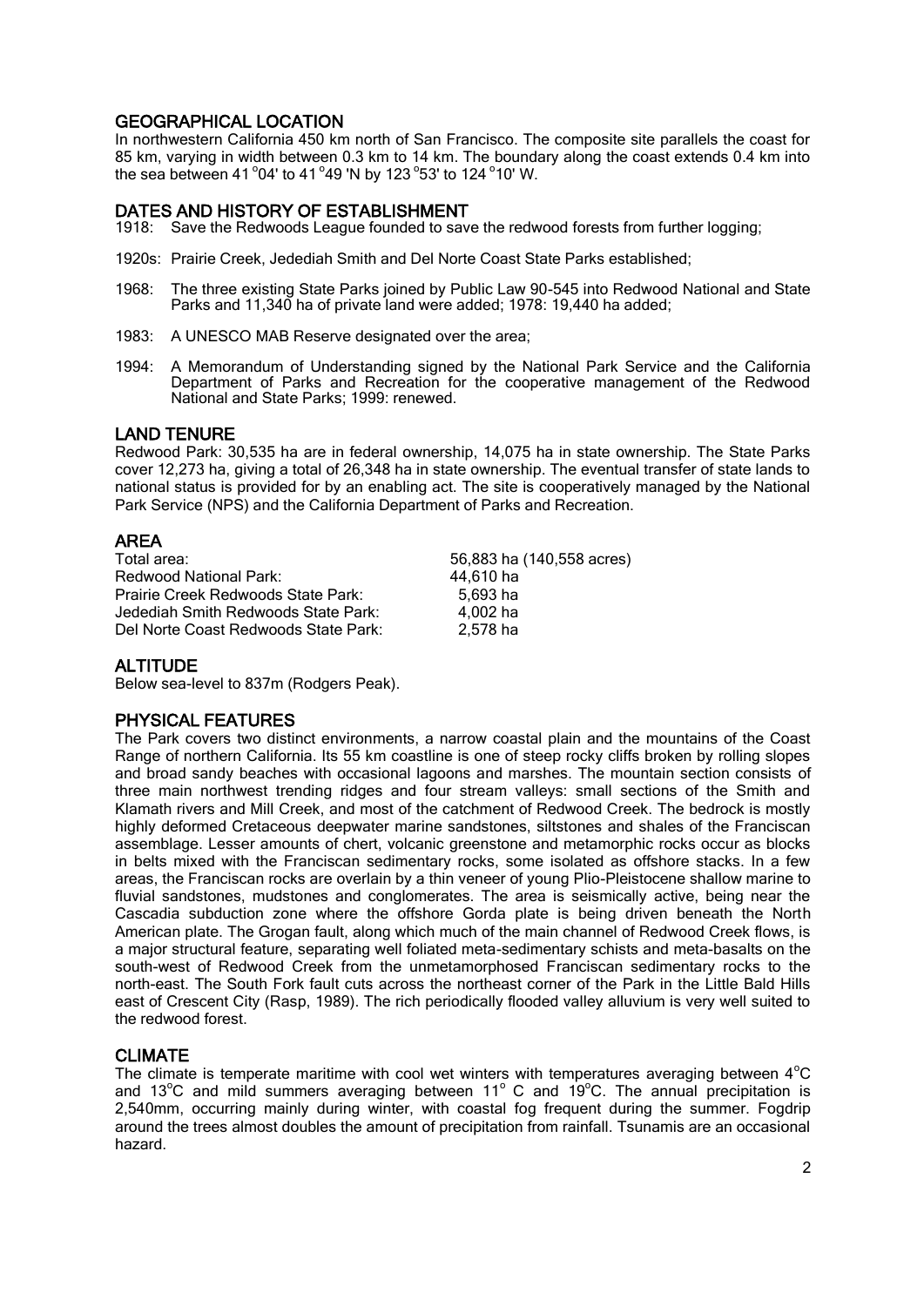## GEOGRAPHICAL LOCATION

In northwestern California 450 km north of San Francisco. The composite site parallels the coast for 85 km, varying in width between 0.3 km to 14 km. The boundary along the coast extends 0.4 km into the sea between 41°04' to 41°49 'N by 123°53' to 124°10' W.

## DATES AND HISTORY OF ESTABLISHMENT

1918: Save the Redwoods League founded to save the redwood forests from further logging;

1920s: Prairie Creek, Jedediah Smith and Del Norte Coast State Parks established;

1968: The three existing State Parks joined by Public Law 90-545 into Redwood National and State Parks and 11,340 ha of private land were added; 1978: 19,440 ha added;

1983: A UNESCO MAB Reserve designated over the area;

1994: A Memorandum of Understanding signed by the National Park Service and the California Department of Parks and Recreation for the cooperative management of the Redwood National and State Parks; 1999: renewed.

## LAND TENURE

Redwood Park: 30,535 ha are in federal ownership, 14,075 ha in state ownership. The State Parks cover 12,273 ha, giving a total of 26,348 ha in state ownership. The eventual transfer of state lands to national status is provided for by an enabling act. The site is cooperatively managed by the National Park Service (NPS) and the California Department of Parks and Recreation.

## AREA

| | |
|---|---|
| Total area: | 56,883 ha (140,558 acres) |
| Redwood National Park: | 44,610 ha |
| Prairie Creek Redwoods State Park: | 5,693 ha |
| Jedediah Smith Redwoods State Park: | 4,002 ha |
| Del Norte Coast Redwoods State Park: | 2,578 ha |

## ALTITUDE

Below sea-level to 837m (Rodgers Peak).

## PHYSICAL FEATURES

The Park covers two distinct environments, a narrow coastal plain and the mountains of the Coast Range of northern California. Its 55 km coastline is one of steep rocky cliffs broken by rolling slopes and broad sandy beaches with occasional lagoons and marshes. The mountain section consists of three main northwest trending ridges and four stream valleys: small sections of the Smith and Klamath rivers and Mill Creek, and most of the catchment of Redwood Creek. The bedrock is mostly highly deformed Cretaceous deepwater marine sandstones, siltstones and shales of the Franciscan assemblage. Lesser amounts of chert, volcanic greenstone and metamorphic rocks occur as blocks in belts mixed with the Franciscan sedimentary rocks, some isolated as offshore stacks. In a few areas, the Franciscan rocks are overlain by a thin veneer of young Plio-Pleistocene shallow marine to fluvial sandstones, mudstones and conglomerates. The area is seismically active, being near the Cascadia subduction zone where the offshore Gorda plate is being driven beneath the North American plate. The Grogan fault, along which much of the main channel of Redwood Creek flows, is a major structural feature, separating well foliated meta-sedimentary schists and meta-basalts on the south-west of Redwood Creek from the unmetamorphosed Franciscan sedimentary rocks to the north-east. The South Fork fault cuts across the northeast corner of the Park in the Little Bald Hills east of Crescent City (Rasp, 1989). The rich periodically flooded valley alluvium is very well suited to the redwood forest.

## CLIMATE

The climate is temperate maritime with cool wet winters with temperatures averaging between 4°C and 13°C and mild summers averaging between 11° C and 19°C. The annual precipitation is 2,540mm, occurring mainly during winter, with coastal fog frequent during the summer. Fogdrip around the trees almost doubles the amount of precipitation from rainfall. Tsunamis are an occasional hazard.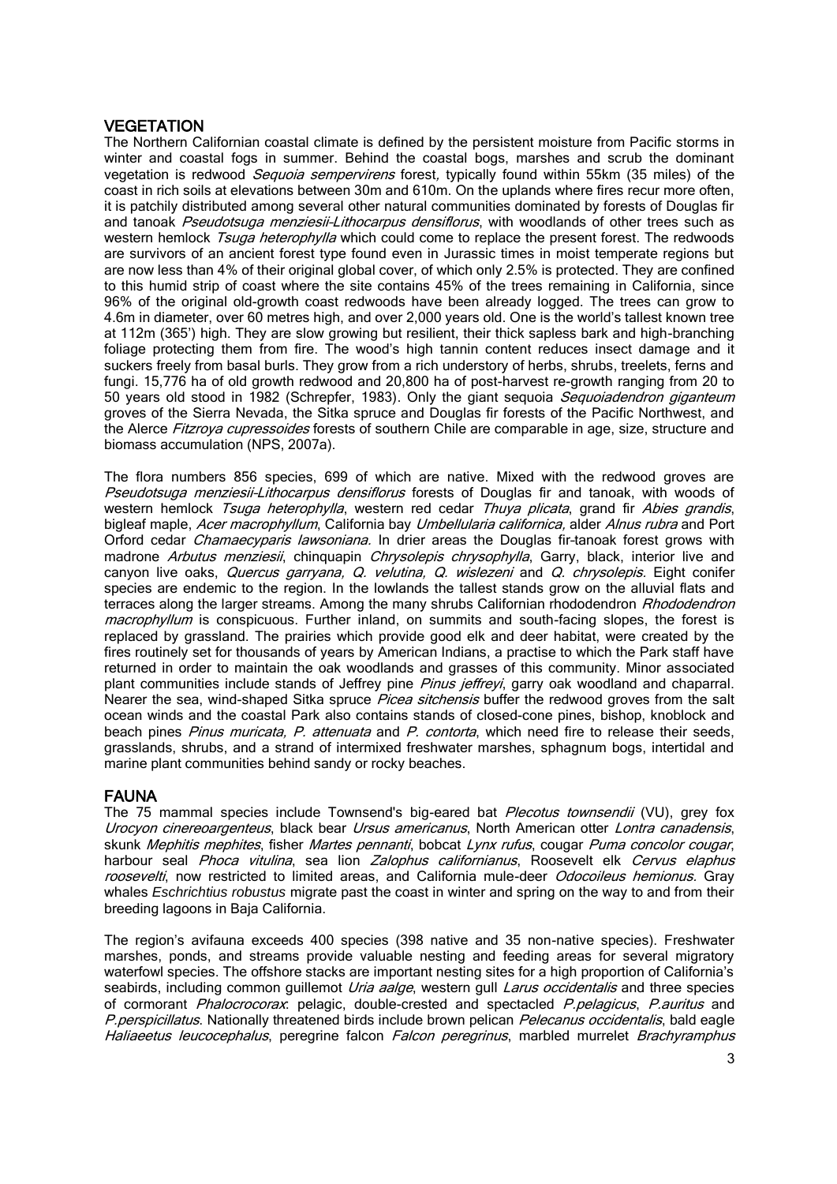## VEGETATION

The Northern Californian coastal climate is defined by the persistent moisture from Pacific storms in winter and coastal fogs in summer. Behind the coastal bogs, marshes and scrub the dominant vegetation is redwood *Sequoia sempervirens* forest, typically found within 55km (35 miles) of the coast in rich soils at elevations between 30m and 610m. On the uplands where fires recur more often, it is patchily distributed among several other natural communities dominated by forests of Douglas fir and tanoak *Pseudotsuga menziesii-Lithocarpus densiflorus*, with woodlands of other trees such as western hemlock *Tsuga heterophylla* which could come to replace the present forest. The redwoods are survivors of an ancient forest type found even in Jurassic times in moist temperate regions but are now less than 4% of their original global cover, of which only 2.5% is protected. They are confined to this humid strip of coast where the site contains 45% of the trees remaining in California, since 96% of the original old-growth coast redwoods have been already logged. The trees can grow to 4.6m in diameter, over 60 metres high, and over 2,000 years old. One is the world's tallest known tree at 112m (365') high. They are slow growing but resilient, their thick sapless bark and high-branching foliage protecting them from fire. The wood's high tannin content reduces insect damage and it suckers freely from basal burls. They grow from a rich understory of herbs, shrubs, treelets, ferns and fungi. 15,776 ha of old growth redwood and 20,800 ha of post-harvest re-growth ranging from 20 to 50 years old stood in 1982 (Schrepfer, 1983). Only the giant sequoia *Sequoiadendron giganteum* groves of the Sierra Nevada, the Sitka spruce and Douglas fir forests of the Pacific Northwest, and the Alerce *Fitzroya cupressoides* forests of southern Chile are comparable in age, size, structure and biomass accumulation (NPS, 2007a).

The flora numbers 856 species, 699 of which are native. Mixed with the redwood groves are *Pseudotsuga menziesii-Lithocarpus densiflorus* forests of Douglas fir and tanoak, with woods of western hemlock *Tsuga heterophylla*, western red cedar *Thuya plicata*, grand fir *Abies grandis*, bigleaf maple, *Acer macrophyllum*, California bay *Umbellularia californica,* alder *Alnus rubra* and Port Orford cedar *Chamaecyparis lawsoniana.* In drier areas the Douglas fir-tanoak forest grows with madrone *Arbutus menziesii*, chinquapin *Chrysolepis chrysophylla*, Garry, black, interior live and canyon live oaks, *Quercus garryana, Q. velutina, Q. wislezeni* and *Q. chrysolepis*. Eight conifer species are endemic to the region. In the lowlands the tallest stands grow on the alluvial flats and terraces along the larger streams. Among the many shrubs Californian rhododendron *Rhododendron macrophyllum* is conspicuous. Further inland, on summits and south-facing slopes, the forest is replaced by grassland. The prairies which provide good elk and deer habitat, were created by the fires routinely set for thousands of years by American Indians, a practise to which the Park staff have returned in order to maintain the oak woodlands and grasses of this community. Minor associated plant communities include stands of Jeffrey pine *Pinus jeffreyi*, garry oak woodland and chaparral. Nearer the sea, wind-shaped Sitka spruce *Picea sitchensis* buffer the redwood groves from the salt ocean winds and the coastal Park also contains stands of closed-cone pines, bishop, knoblock and beach pines *Pinus muricata, P. attenuata* and *P. contorta*, which need fire to release their seeds, grasslands, shrubs, and a strand of intermixed freshwater marshes, sphagnum bogs, intertidal and marine plant communities behind sandy or rocky beaches.

## FAUNA

The 75 mammal species include Townsend's big-eared bat *Plecotus townsendii* (VU), grey fox *Urocyon cinereoargenteus*, black bear *Ursus americanus*, North American otter *Lontra canadensis*, skunk *Mephitis mephites*, fisher *Martes pennanti*, bobcat *Lynx rufus*, cougar *Puma concolor cougar*, harbour seal *Phoca vitulina*, sea lion *Zalophus californianus*, Roosevelt elk *Cervus elaphus roosevelti*, now restricted to limited areas, and California mule-deer *Odocoileus hemionus*. Gray whales *Eschrichtius robustus* migrate past the coast in winter and spring on the way to and from their breeding lagoons in Baja California.

The region's avifauna exceeds 400 species (398 native and 35 non-native species). Freshwater marshes, ponds, and streams provide valuable nesting and feeding areas for several migratory waterfowl species. The offshore stacks are important nesting sites for a high proportion of California's seabirds, including common guillemot *Uria aalge*, western gull *Larus occidentalis* and three species of cormorant *Phalocrocorax*: pelagic, double-crested and spectacled *P.pelagicus*, *P.auritus* and *P.perspicillatus*. Nationally threatened birds include brown pelican *Pelecanus occidentalis*, bald eagle *Haliaeetus leucocephalus*, peregrine falcon *Falcon peregrinus*, marbled murrelet *Brachyramphus*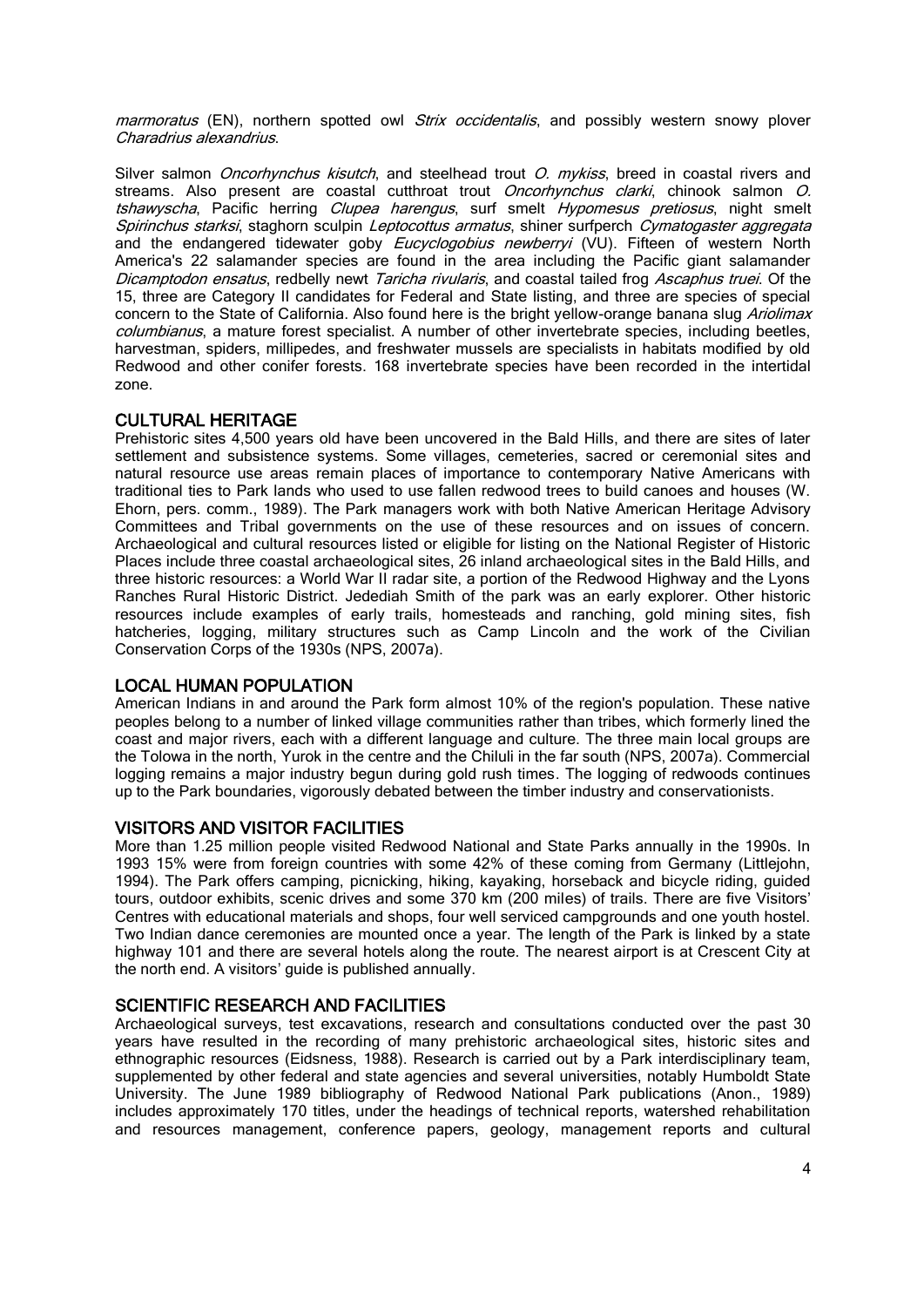*marmoratus* (EN), northern spotted owl *Strix occidentalis*, and possibly western snowy plover *Charadrius alexandrius*.

Silver salmon *Oncorhynchus kisutch*, and steelhead trout *O. mykiss*, breed in coastal rivers and streams. Also present are coastal cutthroat trout *Oncorhynchus clarki*, chinook salmon *O. tshawyscha*, Pacific herring *Clupea harengus*, surf smelt *Hypomesus pretiosus*, night smelt *Spirinchus starksi*, staghorn sculpin *Leptocottus armatus*, shiner surfperch *Cymatogaster aggregata* and the endangered tidewater goby *Eucyclogobius newberryi* (VU). Fifteen of western North America's 22 salamander species are found in the area including the Pacific giant salamander *Dicamptodon ensatus*, redbelly newt *Taricha rivularis*, and coastal tailed frog *Ascaphus truei*. Of the 15, three are Category II candidates for Federal and State listing, and three are species of special concern to the State of California. Also found here is the bright yellow-orange banana slug *Ariolimax columbianus*, a mature forest specialist. A number of other invertebrate species, including beetles, harvestman, spiders, millipedes, and freshwater mussels are specialists in habitats modified by old Redwood and other conifer forests. 168 invertebrate species have been recorded in the intertidal zone.

## CULTURAL HERITAGE

Prehistoric sites 4,500 years old have been uncovered in the Bald Hills, and there are sites of later settlement and subsistence systems. Some villages, cemeteries, sacred or ceremonial sites and natural resource use areas remain places of importance to contemporary Native Americans with traditional ties to Park lands who used to use fallen redwood trees to build canoes and houses (W. Ehorn, pers. comm., 1989). The Park managers work with both Native American Heritage Advisory Committees and Tribal governments on the use of these resources and on issues of concern. Archaeological and cultural resources listed or eligible for listing on the National Register of Historic Places include three coastal archaeological sites, 26 inland archaeological sites in the Bald Hills, and three historic resources: a World War II radar site, a portion of the Redwood Highway and the Lyons Ranches Rural Historic District. Jedediah Smith of the park was an early explorer. Other historic resources include examples of early trails, homesteads and ranching, gold mining sites, fish hatcheries, logging, military structures such as Camp Lincoln and the work of the Civilian Conservation Corps of the 1930s (NPS, 2007a).

## LOCAL HUMAN POPULATION

American Indians in and around the Park form almost 10% of the region's population. These native peoples belong to a number of linked village communities rather than tribes, which formerly lined the coast and major rivers, each with a different language and culture. The three main local groups are the Tolowa in the north, Yurok in the centre and the Chiluli in the far south (NPS, 2007a). Commercial logging remains a major industry begun during gold rush times. The logging of redwoods continues up to the Park boundaries, vigorously debated between the timber industry and conservationists.

## VISITORS AND VISITOR FACILITIES

More than 1.25 million people visited Redwood National and State Parks annually in the 1990s. In 1993 15% were from foreign countries with some 42% of these coming from Germany (Littlejohn, 1994). The Park offers camping, picnicking, hiking, kayaking, horseback and bicycle riding, guided tours, outdoor exhibits, scenic drives and some 370 km (200 miles) of trails. There are five Visitors' Centres with educational materials and shops, four well serviced campgrounds and one youth hostel. Two Indian dance ceremonies are mounted once a year. The length of the Park is linked by a state highway 101 and there are several hotels along the route. The nearest airport is at Crescent City at the north end. A visitors' guide is published annually.

## SCIENTIFIC RESEARCH AND FACILITIES

Archaeological surveys, test excavations, research and consultations conducted over the past 30 years have resulted in the recording of many prehistoric archaeological sites, historic sites and ethnographic resources (Eidsness, 1988). Research is carried out by a Park interdisciplinary team, supplemented by other federal and state agencies and several universities, notably Humboldt State University. The June 1989 bibliography of Redwood National Park publications (Anon., 1989) includes approximately 170 titles, under the headings of technical reports, watershed rehabilitation and resources management, conference papers, geology, management reports and cultural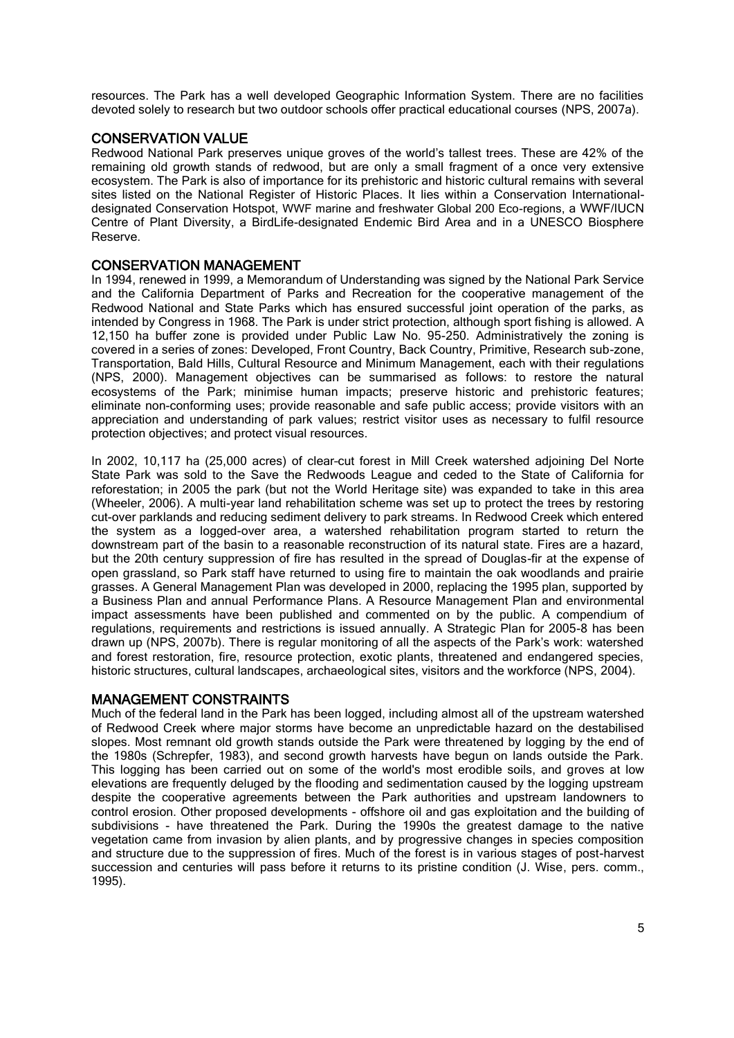resources. The Park has a well developed Geographic Information System. There are no facilities devoted solely to research but two outdoor schools offer practical educational courses (NPS, 2007a).

## CONSERVATION VALUE

Redwood National Park preserves unique groves of the world's tallest trees. These are 42% of the remaining old growth stands of redwood, but are only a small fragment of a once very extensive ecosystem. The Park is also of importance for its prehistoric and historic cultural remains with several sites listed on the National Register of Historic Places. It lies within a Conservation International-designated Conservation Hotspot, WWF marine and freshwater Global 200 Eco-regions, a WWF/IUCN Centre of Plant Diversity, a BirdLife-designated Endemic Bird Area and in a UNESCO Biosphere Reserve.

## CONSERVATION MANAGEMENT

In 1994, renewed in 1999, a Memorandum of Understanding was signed by the National Park Service and the California Department of Parks and Recreation for the cooperative management of the Redwood National and State Parks which has ensured successful joint operation of the parks, as intended by Congress in 1968. The Park is under strict protection, although sport fishing is allowed. A 12,150 ha buffer zone is provided under Public Law No. 95-250. Administratively the zoning is covered in a series of zones: Developed, Front Country, Back Country, Primitive, Research sub-zone, Transportation, Bald Hills, Cultural Resource and Minimum Management, each with their regulations (NPS, 2000). Management objectives can be summarised as follows: to restore the natural ecosystems of the Park; minimise human impacts; preserve historic and prehistoric features; eliminate non-conforming uses; provide reasonable and safe public access; provide visitors with an appreciation and understanding of park values; restrict visitor uses as necessary to fulfil resource protection objectives; and protect visual resources.

In 2002, 10,117 ha (25,000 acres) of clear-cut forest in Mill Creek watershed adjoining Del Norte State Park was sold to the Save the Redwoods League and ceded to the State of California for reforestation; in 2005 the park (but not the World Heritage site) was expanded to take in this area (Wheeler, 2006). A multi-year land rehabilitation scheme was set up to protect the trees by restoring cut-over parklands and reducing sediment delivery to park streams. In Redwood Creek which entered the system as a logged-over area, a watershed rehabilitation program started to return the downstream part of the basin to a reasonable reconstruction of its natural state. Fires are a hazard, but the 20th century suppression of fire has resulted in the spread of Douglas-fir at the expense of open grassland, so Park staff have returned to using fire to maintain the oak woodlands and prairie grasses. A General Management Plan was developed in 2000, replacing the 1995 plan, supported by a Business Plan and annual Performance Plans. A Resource Management Plan and environmental impact assessments have been published and commented on by the public. A compendium of regulations, requirements and restrictions is issued annually. A Strategic Plan for 2005-8 has been drawn up (NPS, 2007b). There is regular monitoring of all the aspects of the Park's work: watershed and forest restoration, fire, resource protection, exotic plants, threatened and endangered species, historic structures, cultural landscapes, archaeological sites, visitors and the workforce (NPS, 2004).

## MANAGEMENT CONSTRAINTS

Much of the federal land in the Park has been logged, including almost all of the upstream watershed of Redwood Creek where major storms have become an unpredictable hazard on the destabilised slopes. Most remnant old growth stands outside the Park were threatened by logging by the end of the 1980s (Schrepfer, 1983), and second growth harvests have begun on lands outside the Park. This logging has been carried out on some of the world's most erodible soils, and groves at low elevations are frequently deluged by the flooding and sedimentation caused by the logging upstream despite the cooperative agreements between the Park authorities and upstream landowners to control erosion. Other proposed developments - offshore oil and gas exploitation and the building of subdivisions - have threatened the Park. During the 1990s the greatest damage to the native vegetation came from invasion by alien plants, and by progressive changes in species composition and structure due to the suppression of fires. Much of the forest is in various stages of post-harvest succession and centuries will pass before it returns to its pristine condition (J. Wise, pers. comm., 1995).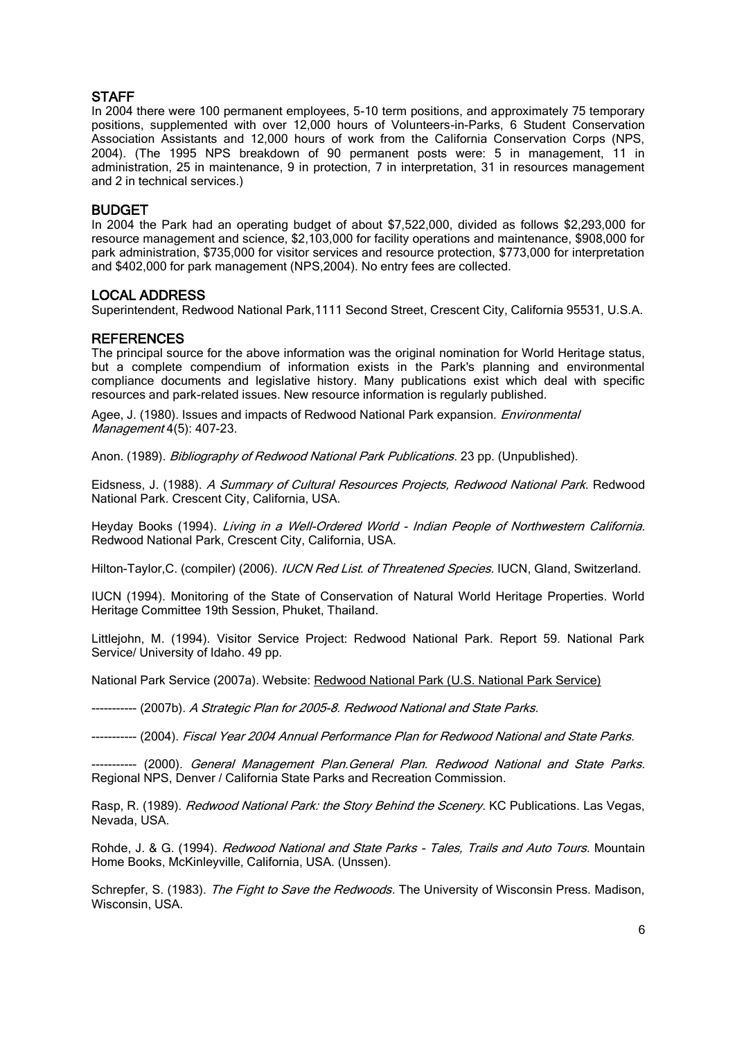## STAFF

In 2004 there were 100 permanent employees, 5-10 term positions, and approximately 75 temporary positions, supplemented with over 12,000 hours of Volunteers-in-Parks, 6 Student Conservation Association Assistants and 12,000 hours of work from the California Conservation Corps (NPS, 2004). (The 1995 NPS breakdown of 90 permanent posts were: 5 in management, 11 in administration, 25 in maintenance, 9 in protection, 7 in interpretation, 31 in resources management and 2 in technical services.)

## BUDGET

In 2004 the Park had an operating budget of about $7,522,000, divided as follows $2,293,000 for resource management and science, $2,103,000 for facility operations and maintenance, $908,000 for park administration, $735,000 for visitor services and resource protection, $773,000 for interpretation and $402,000 for park management (NPS,2004). No entry fees are collected.

## LOCAL ADDRESS

Superintendent, Redwood National Park,1111 Second Street, Crescent City, California 95531, U.S.A.

## REFERENCES

The principal source for the above information was the original nomination for World Heritage status, but a complete compendium of information exists in the Park's planning and environmental compliance documents and legislative history. Many publications exist which deal with specific resources and park-related issues. New resource information is regularly published.

Agee, J. (1980). Issues and impacts of Redwood National Park expansion. *Environmental Management* 4(5): 407-23.

Anon. (1989). *Bibliography of Redwood National Park Publications*. 23 pp. (Unpublished).

Eidsness, J. (1988). *A Summary of Cultural Resources Projects, Redwood National Park*. Redwood National Park. Crescent City, California, USA.

Heyday Books (1994). *Living in a Well-Ordered World - Indian People of Northwestern California*. Redwood National Park, Crescent City, California, USA.

Hilton-Taylor,C. (compiler) (2006). *IUCN Red List. of Threatened Species.* IUCN, Gland, Switzerland.

IUCN (1994). Monitoring of the State of Conservation of Natural World Heritage Properties. World Heritage Committee 19th Session, Phuket, Thailand.

Littlejohn, M. (1994). Visitor Service Project: Redwood National Park. Report 59. National Park Service/ University of Idaho. 49 pp.

National Park Service (2007a). Website: Redwood National Park (U.S. National Park Service)

----------- (2007b). *A Strategic Plan for 2005-8. Redwood National and State Parks.*

----------- (2004). *Fiscal Year 2004 Annual Performance Plan for Redwood National and State Parks.*

----------- (2000). *General Management Plan.General Plan. Redwood National and State Parks.* Regional NPS, Denver / California State Parks and Recreation Commission.

Rasp, R. (1989). *Redwood National Park: the Story Behind the Scenery*. KC Publications. Las Vegas, Nevada, USA.

Rohde, J. & G. (1994). *Redwood National and State Parks - Tales, Trails and Auto Tours.* Mountain Home Books, McKinleyville, California, USA. (Unssen).

Schrepfer, S. (1983). *The Fight to Save the Redwoods*. The University of Wisconsin Press. Madison, Wisconsin, USA.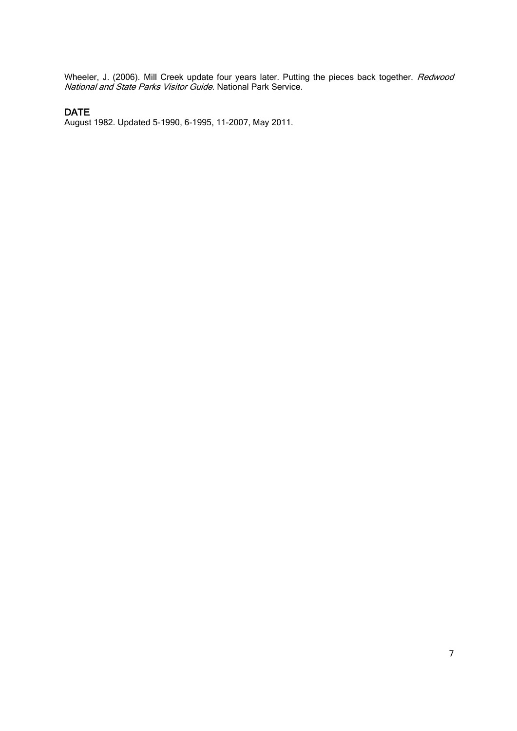Wheeler, J. (2006). Mill Creek update four years later. Putting the pieces back together. *Redwood National and State Parks Visitor Guide*. National Park Service.

## DATE

August 1982. Updated 5-1990, 6-1995, 11-2007, May 2011.